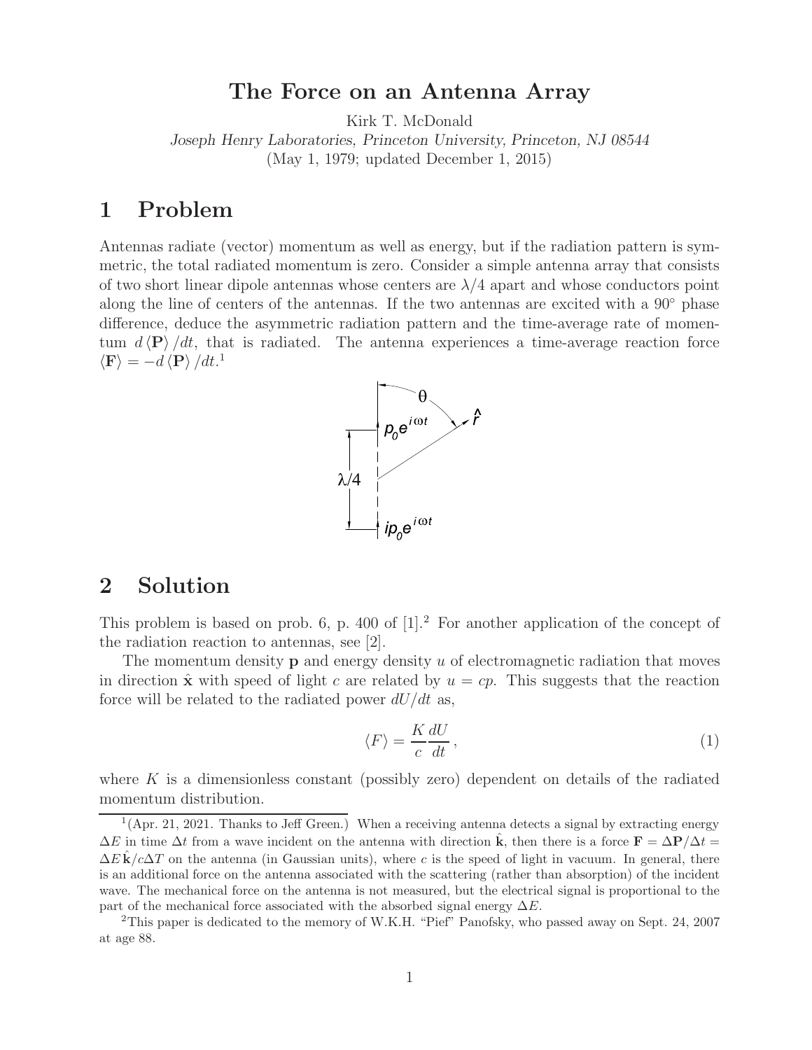# The Force on an Antenna Array

Kirk T. McDonald

*Joseph Henry Laboratories, Princeton University, Princeton, NJ 08544*

(May 1, 1979; updated December 1, 2015)

## 1 Problem

Antennas radiate (vector) momentum as well as energy, but if the radiation pattern is symmetric, the total radiated momentum is zero. Consider a simple antenna array that consists of two short linear dipole antennas whose centers are $\lambda/4$ apart and whose conductors point along the line of centers of the antennas. If the two antennas are excited with a 90° phase difference, deduce the asymmetric radiation pattern and the time-average rate of momentum $d\langle\mathbf{P}\rangle/dt$, that is radiated. The antenna experiences a time-average reaction force $\langle\mathbf{F}\rangle = -d\langle\mathbf{P}\rangle/dt$.[1]

## 2 Solution

This problem is based on prob. 6, p. 400 of [1].[2] For another application of the concept of the radiation reaction to antennas, see [2].

The momentum density $\mathbf{p}$ and energy density $u$ of electromagnetic radiation that moves in direction $\hat{\mathbf{x}}$ with speed of light $c$ are related by $u = cp$. This suggests that the reaction force will be related to the radiated power $dU/dt$ as,

$$\langle F\rangle = \frac{K}{c}\frac{dU}{dt}\,, \tag{1}$$

where $K$ is a dimensionless constant (possibly zero) dependent on details of the radiated momentum distribution.

[1] (Apr. 21, 2021. Thanks to Jeff Green.) When a receiving antenna detects a signal by extracting energy $\Delta E$ in time $\Delta t$ from a wave incident on the antenna with direction $\hat{\mathbf{k}}$, then there is a force $\mathbf{F} = \Delta\mathbf{P}/\Delta t = \Delta E\,\hat{\mathbf{k}}/c\Delta T$ on the antenna (in Gaussian units), where $c$ is the speed of light in vacuum. In general, there is an additional force on the antenna associated with the scattering (rather than absorption) of the incident wave. The mechanical force on the antenna is not measured, but the electrical signal is proportional to the part of the mechanical force associated with the absorbed signal energy $\Delta E$.

[2] This paper is dedicated to the memory of W.K.H. "Pief" Panofsky, who passed away on Sept. 24, 2007 at age 88.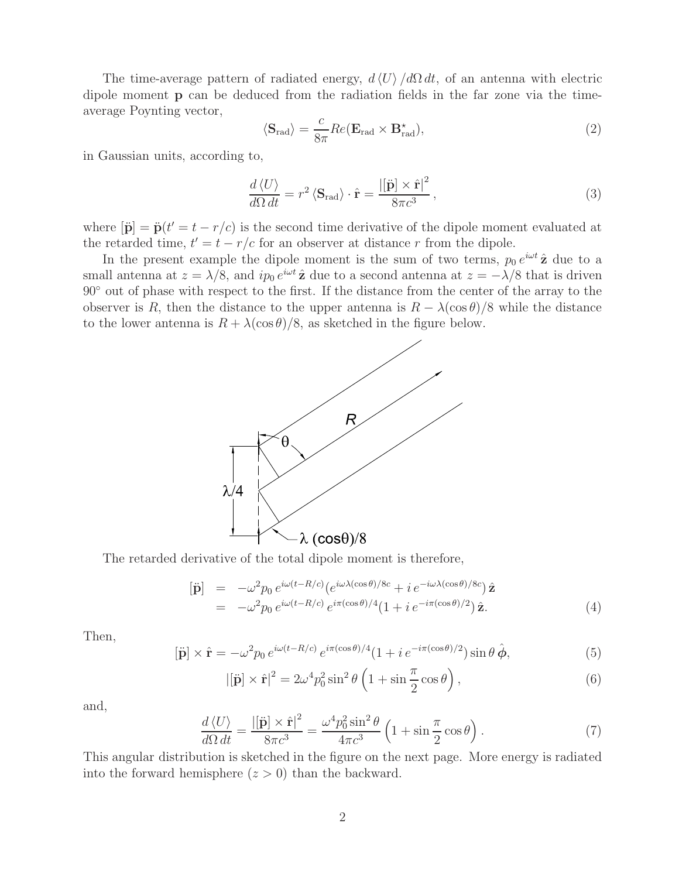The time-average pattern of radiated energy, $d\langle U\rangle/d\Omega\, dt$, of an antenna with electric dipole moment $\mathbf{p}$ can be deduced from the radiation fields in the far zone via the time-average Poynting vector,

$$\langle \mathbf{S}_{\rm rad}\rangle = \frac{c}{8\pi} Re(\mathbf{E}_{\rm rad} \times \mathbf{B}^\star_{\rm rad}), \tag{2}$$

in Gaussian units, according to,

$$\frac{d\langle U\rangle}{d\Omega\, dt} = r^2 \langle \mathbf{S}_{\rm rad}\rangle \cdot \hat{\mathbf{r}} = \frac{|[\ddot{\mathbf{p}}] \times \hat{\mathbf{r}}|^2}{8\pi c^3}, \tag{3}$$

where $[\ddot{\mathbf{p}}] = \ddot{\mathbf{p}}(t' = t - r/c)$ is the second time derivative of the dipole moment evaluated at the retarded time, $t' = t - r/c$ for an observer at distance $r$ from the dipole.

In the present example the dipole moment is the sum of two terms, $p_0\, e^{i\omega t}\, \hat{\mathbf{z}}$ due to a small antenna at $z = \lambda/8$, and $ip_0\, e^{i\omega t}\, \hat{\mathbf{z}}$ due to a second antenna at $z = -\lambda/8$ that is driven $90^\circ$ out of phase with respect to the first. If the distance from the center of the array to the observer is $R$, then the distance to the upper antenna is $R - \lambda(\cos\theta)/8$ while the distance to the lower antenna is $R + \lambda(\cos\theta)/8$, as sketched in the figure below.

The retarded derivative of the total dipole moment is therefore,

$$\begin{aligned}
[\ddot{\mathbf{p}}] &= -\omega^2 p_0\, e^{i\omega(t-R/c)} \left(e^{i\omega\lambda(\cos\theta)/8c} + i\, e^{-i\omega\lambda(\cos\theta)/8c}\right) \hat{\mathbf{z}} \\
&= -\omega^2 p_0\, e^{i\omega(t-R/c)}\, e^{i\pi(\cos\theta)/4} (1 + i\, e^{-i\pi(\cos\theta)/2})\, \hat{\mathbf{z}}.
\end{aligned} \tag{4}$$

Then,

$$[\ddot{\mathbf{p}}] \times \hat{\mathbf{r}} = -\omega^2 p_0\, e^{i\omega(t-R/c)}\, e^{i\pi(\cos\theta)/4} (1 + i\, e^{-i\pi(\cos\theta)/2}) \sin\theta\, \hat{\boldsymbol{\phi}}, \tag{5}$$

$$|[\ddot{\mathbf{p}}] \times \hat{\mathbf{r}}|^2 = 2\omega^4 p_0^2 \sin^2\theta \left(1 + \sin\frac{\pi}{2}\cos\theta\right), \tag{6}$$

and,

$$\frac{d\langle U\rangle}{d\Omega\, dt} = \frac{|[\ddot{\mathbf{p}}] \times \hat{\mathbf{r}}|^2}{8\pi c^3} = \frac{\omega^4 p_0^2 \sin^2\theta}{4\pi c^3} \left(1 + \sin\frac{\pi}{2}\cos\theta\right). \tag{7}$$

This angular distribution is sketched in the figure on the next page. More energy is radiated into the forward hemisphere ($z > 0$) than the backward.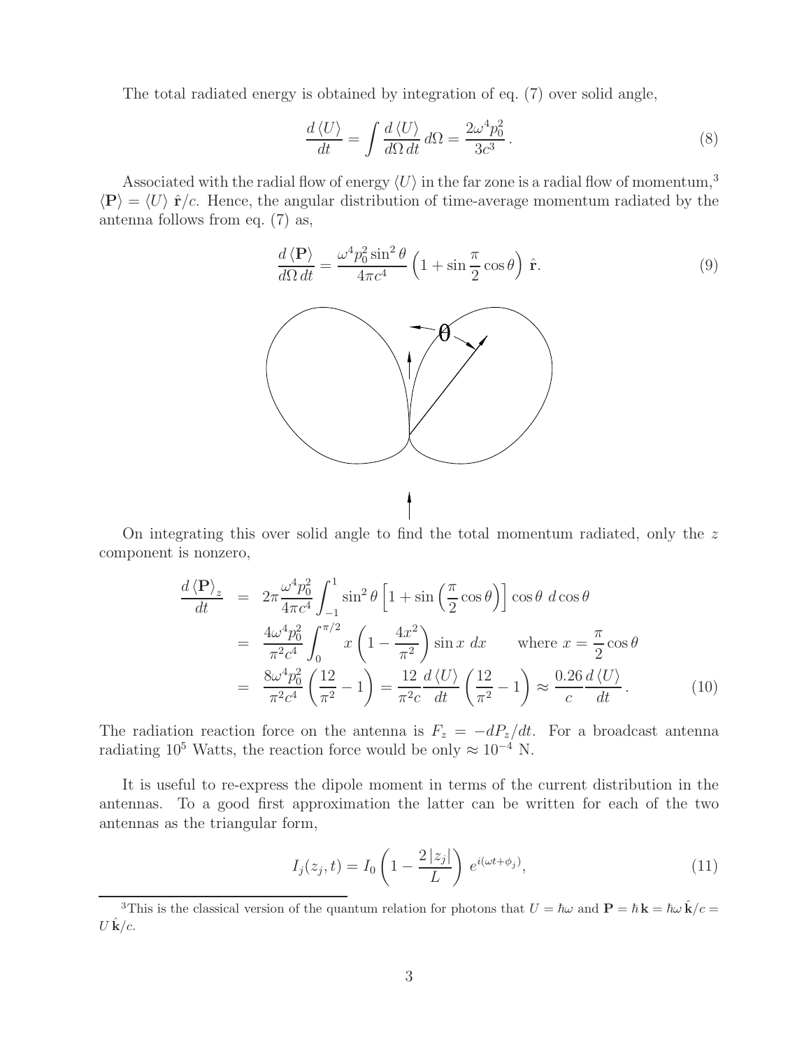The total radiated energy is obtained by integration of eq. (7) over solid angle,

$$
\frac{d\langle U\rangle}{dt} = \int \frac{d\langle U\rangle}{d\Omega\, dt}\, d\Omega = \frac{2\omega^4 p_0^2}{3c^3}\,. \tag{8}
$$

Associated with the radial flow of energy $\langle U\rangle$ in the far zone is a radial flow of momentum,[3] $\langle \mathbf{P}\rangle = \langle U\rangle\, \hat{\mathbf{r}}/c$. Hence, the angular distribution of time-average momentum radiated by the antenna follows from eq. (7) as,

$$
\frac{d\langle \mathbf{P}\rangle}{d\Omega\, dt} = \frac{\omega^4 p_0^2 \sin^2\theta}{4\pi c^4}\left(1 + \sin\frac{\pi}{2}\cos\theta\right)\hat{\mathbf{r}}. \tag{9}
$$

On integrating this over solid angle to find the total momentum radiated, only the $z$ component is nonzero,

$$
\begin{aligned}
\frac{d\langle \mathbf{P}\rangle_z}{dt} &= 2\pi\frac{\omega^4 p_0^2}{4\pi c^4}\int_{-1}^{1}\sin^2\theta\left[1+\sin\left(\frac{\pi}{2}\cos\theta\right)\right]\cos\theta\; d\cos\theta \\
&= \frac{4\omega^4 p_0^2}{\pi^2 c^4}\int_0^{\pi/2} x\left(1-\frac{4x^2}{\pi^2}\right)\sin x\; dx \qquad \text{where } x = \frac{\pi}{2}\cos\theta \\
&= \frac{8\omega^4 p_0^2}{\pi^2 c^4}\left(\frac{12}{\pi^2}-1\right) = \frac{12}{\pi^2 c}\frac{d\langle U\rangle}{dt}\left(\frac{12}{\pi^2}-1\right) \approx \frac{0.26}{c}\frac{d\langle U\rangle}{dt}\,.
\end{aligned} \tag{10}
$$

The radiation reaction force on the antenna is $F_z = -dP_z/dt$. For a broadcast antenna radiating $10^5$ Watts, the reaction force would be only $\approx 10^{-4}$ N.

It is useful to re-express the dipole moment in terms of the current distribution in the antennas. To a good first approximation the latter can be written for each of the two antennas as the triangular form,

$$
I_j(z_j, t) = I_0\left(1 - \frac{2\,|z_j|}{L}\right)\, e^{i(\omega t + \phi_j)}, \tag{11}
$$

[3] This is the classical version of the quantum relation for photons that $U = \hbar\omega$ and $\mathbf{P} = \hbar\,\mathbf{k} = \hbar\omega\,\hat{\mathbf{k}}/c = U\,\hat{\mathbf{k}}/c$.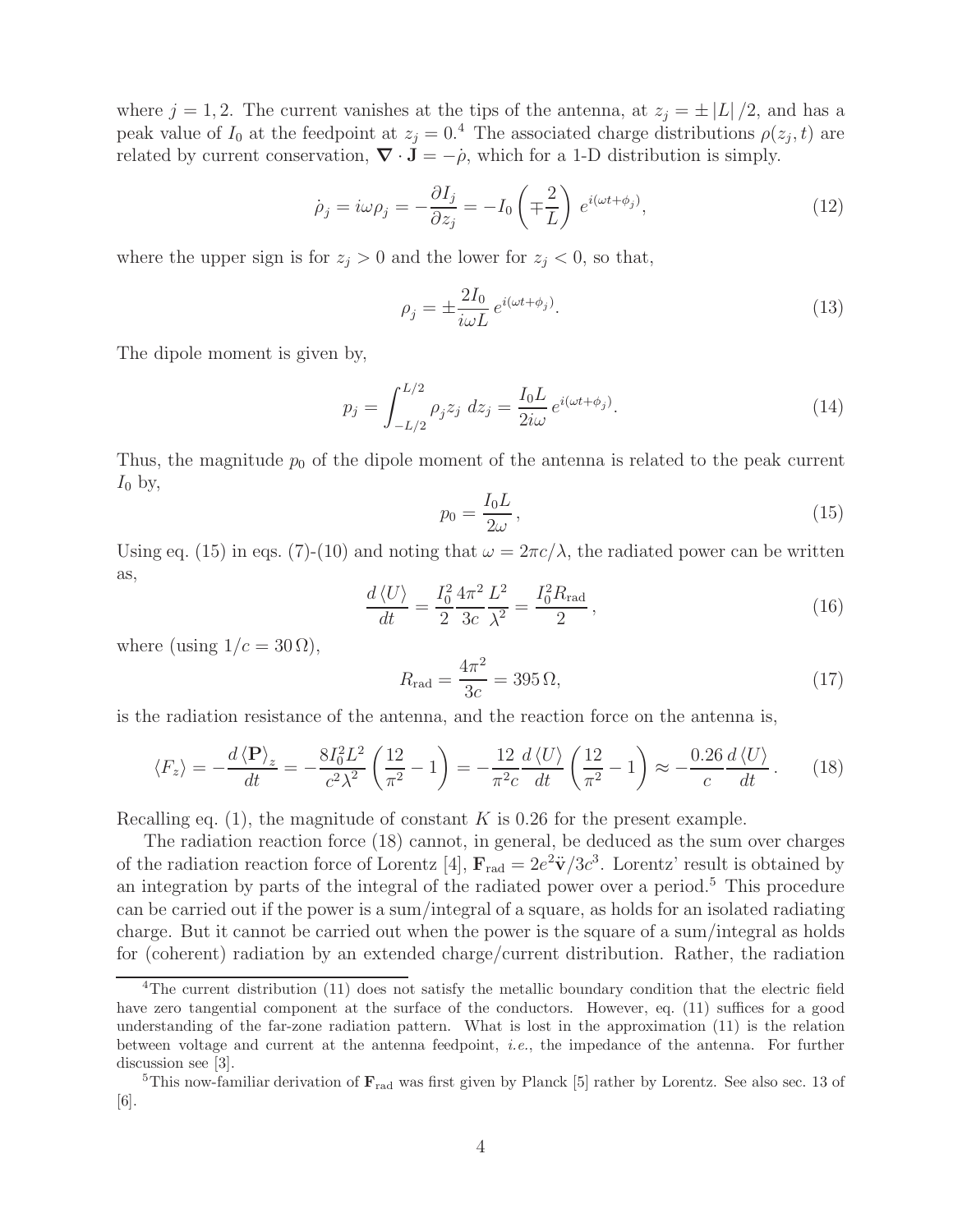where $j = 1, 2$. The current vanishes at the tips of the antenna, at $z_j = \pm |L|/2$, and has a peak value of $I_0$ at the feedpoint at $z_j = 0$.[4] The associated charge distributions $\rho(z_j, t)$ are related by current conservation, $\boldsymbol{\nabla} \cdot \mathbf{J} = -\dot{\rho}$, which for a 1-D distribution is simply.

$$\dot{\rho}_j = i\omega\rho_j = -\frac{\partial I_j}{\partial z_j} = -I_0 \left( \mp \frac{2}{L} \right) e^{i(\omega t + \phi_j)}, \tag{12}$$

where the upper sign is for $z_j > 0$ and the lower for $z_j < 0$, so that,

$$\rho_j = \pm \frac{2I_0}{i\omega L} e^{i(\omega t + \phi_j)}. \tag{13}$$

The dipole moment is given by,

$$p_j = \int_{-L/2}^{L/2} \rho_j z_j \, dz_j = \frac{I_0 L}{2i\omega} e^{i(\omega t + \phi_j)}. \tag{14}$$

Thus, the magnitude $p_0$ of the dipole moment of the antenna is related to the peak current $I_0$ by,

$$p_0 = \frac{I_0 L}{2\omega}, \tag{15}$$

Using eq. (15) in eqs. (7)-(10) and noting that $\omega = 2\pi c/\lambda$, the radiated power can be written as,

$$\frac{d\langle U \rangle}{dt} = \frac{I_0^2}{2} \frac{4\pi^2}{3c} \frac{L^2}{\lambda^2} = \frac{I_0^2 R_{\rm rad}}{2}, \tag{16}$$

where (using $1/c = 30\,\Omega$),

$$R_{\rm rad} = \frac{4\pi^2}{3c} = 395\,\Omega, \tag{17}$$

is the radiation resistance of the antenna, and the reaction force on the antenna is,

$$\langle F_z \rangle = -\frac{d\langle \mathbf{P} \rangle_z}{dt} = -\frac{8I_0^2 L^2}{c^2 \lambda^2} \left( \frac{12}{\pi^2} - 1 \right) = -\frac{12}{\pi^2 c} \frac{d\langle U \rangle}{dt} \left( \frac{12}{\pi^2} - 1 \right) \approx -\frac{0.26}{c} \frac{d\langle U \rangle}{dt}. \tag{18}$$

Recalling eq. (1), the magnitude of constant $K$ is 0.26 for the present example.

The radiation reaction force (18) cannot, in general, be deduced as the sum over charges of the radiation reaction force of Lorentz [4], $\mathbf{F}_{\rm rad} = 2e^2\ddot{\mathbf{v}}/3c^3$. Lorentz' result is obtained by an integration by parts of the integral of the radiated power over a period.[5] This procedure can be carried out if the power is a sum/integral of a square, as holds for an isolated radiating charge. But it cannot be carried out when the power is the square of a sum/integral as holds for (coherent) radiation by an extended charge/current distribution. Rather, the radiation

---

[4] The current distribution (11) does not satisfy the metallic boundary condition that the electric field have zero tangential component at the surface of the conductors. However, eq. (11) suffices for a good understanding of the far-zone radiation pattern. What is lost in the approximation (11) is the relation between voltage and current at the antenna feedpoint, *i.e.*, the impedance of the antenna. For further discussion see [3].

[5] This now-familiar derivation of $\mathbf{F}_{\rm rad}$ was first given by Planck [5] rather by Lorentz. See also sec. 13 of [6].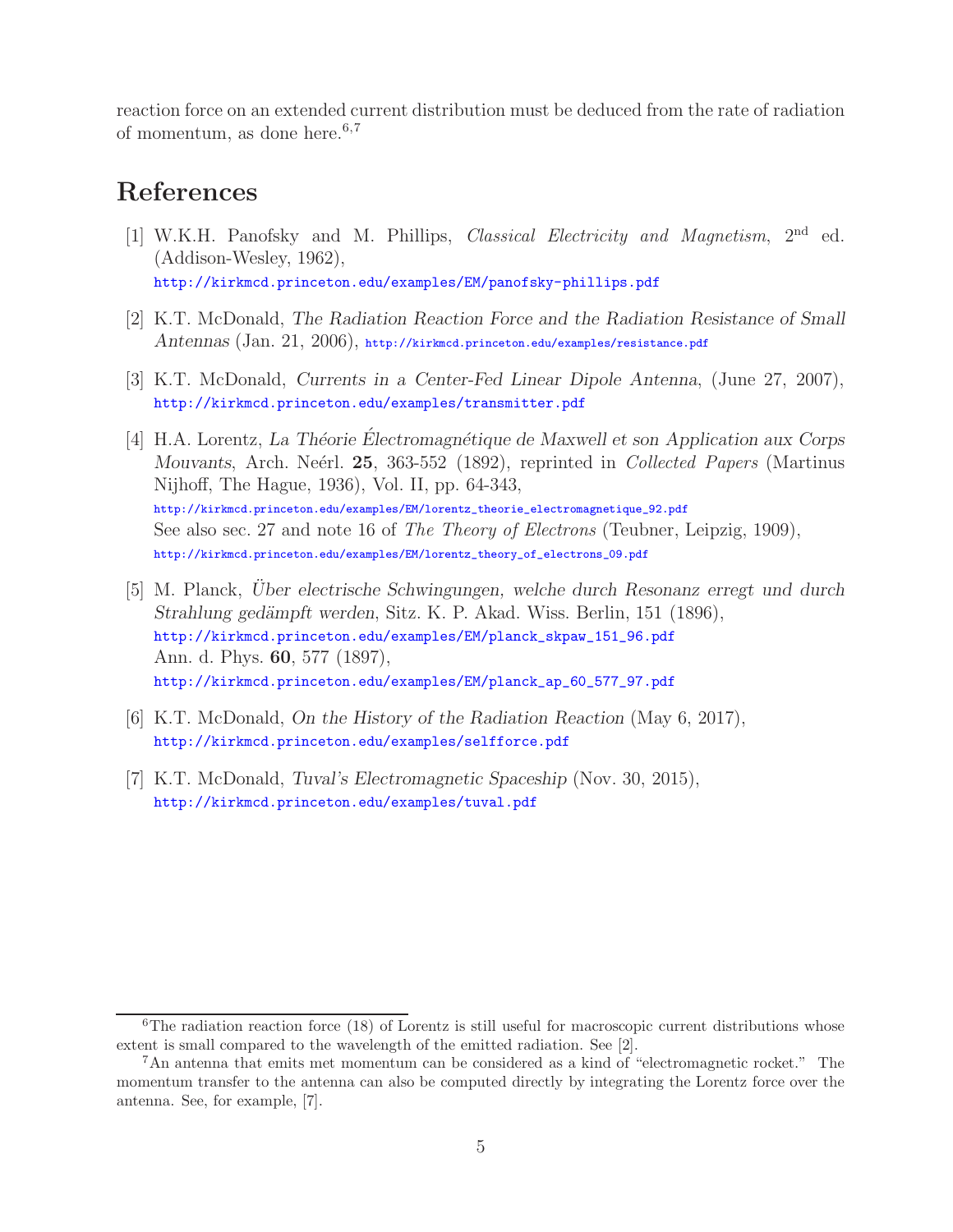reaction force on an extended current distribution must be deduced from the rate of radiation of momentum, as done here.[6,7]

## References

[1] W.K.H. Panofsky and M. Phillips, *Classical Electricity and Magnetism*, 2nd ed. (Addison-Wesley, 1962),
http://kirkmcd.princeton.edu/examples/EM/panofsky-phillips.pdf

[2] K.T. McDonald, *The Radiation Reaction Force and the Radiation Resistance of Small Antennas* (Jan. 21, 2006), http://kirkmcd.princeton.edu/examples/resistance.pdf

[3] K.T. McDonald, *Currents in a Center-Fed Linear Dipole Antenna*, (June 27, 2007),
http://kirkmcd.princeton.edu/examples/transmitter.pdf

[4] H.A. Lorentz, *La Théorie Électromagnétique de Maxwell et son Application aux Corps Mouvants*, Arch. Neérl. **25**, 363-552 (1892), reprinted in *Collected Papers* (Martinus Nijhoff, The Hague, 1936), Vol. II, pp. 64-343,
http://kirkmcd.princeton.edu/examples/EM/lorentz_theorie_electromagnetique_92.pdf
See also sec. 27 and note 16 of *The Theory of Electrons* (Teubner, Leipzig, 1909),
http://kirkmcd.princeton.edu/examples/EM/lorentz_theory_of_electrons_09.pdf

[5] M. Planck, *Über electrische Schwingungen, welche durch Resonanz erregt und durch Strahlung gedämpft werden*, Sitz. K. P. Akad. Wiss. Berlin, 151 (1896),
http://kirkmcd.princeton.edu/examples/EM/planck_skpaw_151_96.pdf
Ann. d. Phys. **60**, 577 (1897),
http://kirkmcd.princeton.edu/examples/EM/planck_ap_60_577_97.pdf

[6] K.T. McDonald, *On the History of the Radiation Reaction* (May 6, 2017),
http://kirkmcd.princeton.edu/examples/selfforce.pdf

[7] K.T. McDonald, *Tuval's Electromagnetic Spaceship* (Nov. 30, 2015),
http://kirkmcd.princeton.edu/examples/tuval.pdf

---

[6] The radiation reaction force (18) of Lorentz is still useful for macroscopic current distributions whose extent is small compared to the wavelength of the emitted radiation. See [2].

[7] An antenna that emits met momentum can be considered as a kind of "electromagnetic rocket." The momentum transfer to the antenna can also be computed directly by integrating the Lorentz force over the antenna. See, for example, [7].